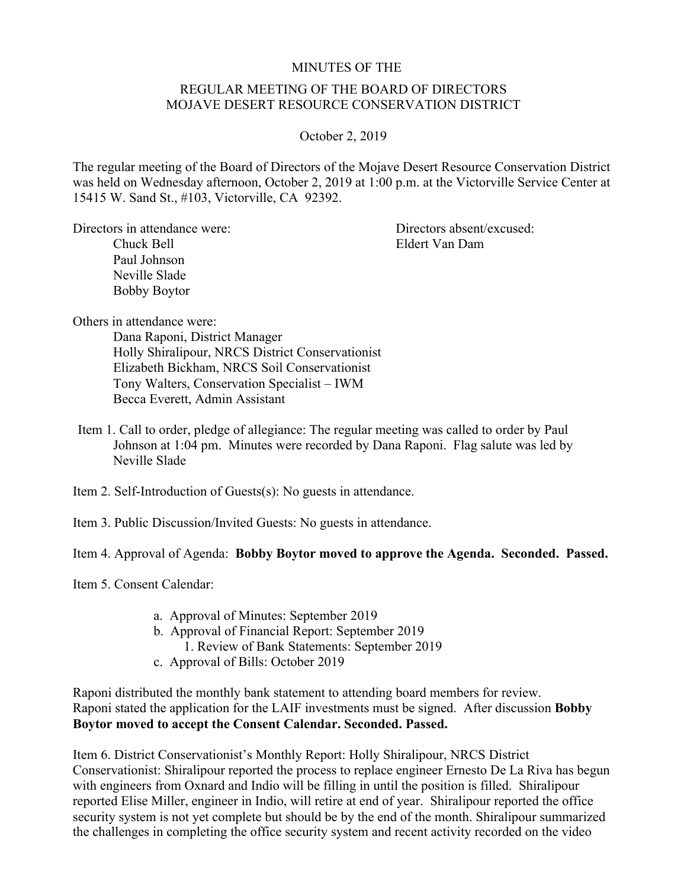MINUTES OF THE

REGULAR MEETING OF THE BOARD OF DIRECTORS
MOJAVE DESERT RESOURCE CONSERVATION DISTRICT

October 2, 2019

The regular meeting of the Board of Directors of the Mojave Desert Resource Conservation District was held on Wednesday afternoon, October 2, 2019 at 1:00 p.m. at the Victorville Service Center at 15415 W. Sand St., #103, Victorville, CA 92392.

Directors in attendance were:
- Chuck Bell
- Paul Johnson
- Neville Slade
- Bobby Boytor

Directors absent/excused:
- Eldert Van Dam

Others in attendance were:
- Dana Raponi, District Manager
- Holly Shiralipour, NRCS District Conservationist
- Elizabeth Bickham, NRCS Soil Conservationist
- Tony Walters, Conservation Specialist – IWM
- Becca Everett, Admin Assistant

Item 1. Call to order, pledge of allegiance: The regular meeting was called to order by Paul Johnson at 1:04 pm. Minutes were recorded by Dana Raponi. Flag salute was led by Neville Slade

Item 2. Self-Introduction of Guests(s): No guests in attendance.

Item 3. Public Discussion/Invited Guests: No guests in attendance.

Item 4. Approval of Agenda: **Bobby Boytor moved to approve the Agenda. Seconded. Passed.**

Item 5. Consent Calendar:

a. Approval of Minutes: September 2019
b. Approval of Financial Report: September 2019
    1. Review of Bank Statements: September 2019
c. Approval of Bills: October 2019

Raponi distributed the monthly bank statement to attending board members for review. Raponi stated the application for the LAIF investments must be signed. After discussion **Bobby Boytor moved to accept the Consent Calendar. Seconded. Passed.**

Item 6. District Conservationist's Monthly Report: Holly Shiralipour, NRCS District Conservationist: Shiralipour reported the process to replace engineer Ernesto De La Riva has begun with engineers from Oxnard and Indio will be filling in until the position is filled. Shiralipour reported Elise Miller, engineer in Indio, will retire at end of year. Shiralipour reported the office security system is not yet complete but should be by the end of the month. Shiralipour summarized the challenges in completing the office security system and recent activity recorded on the video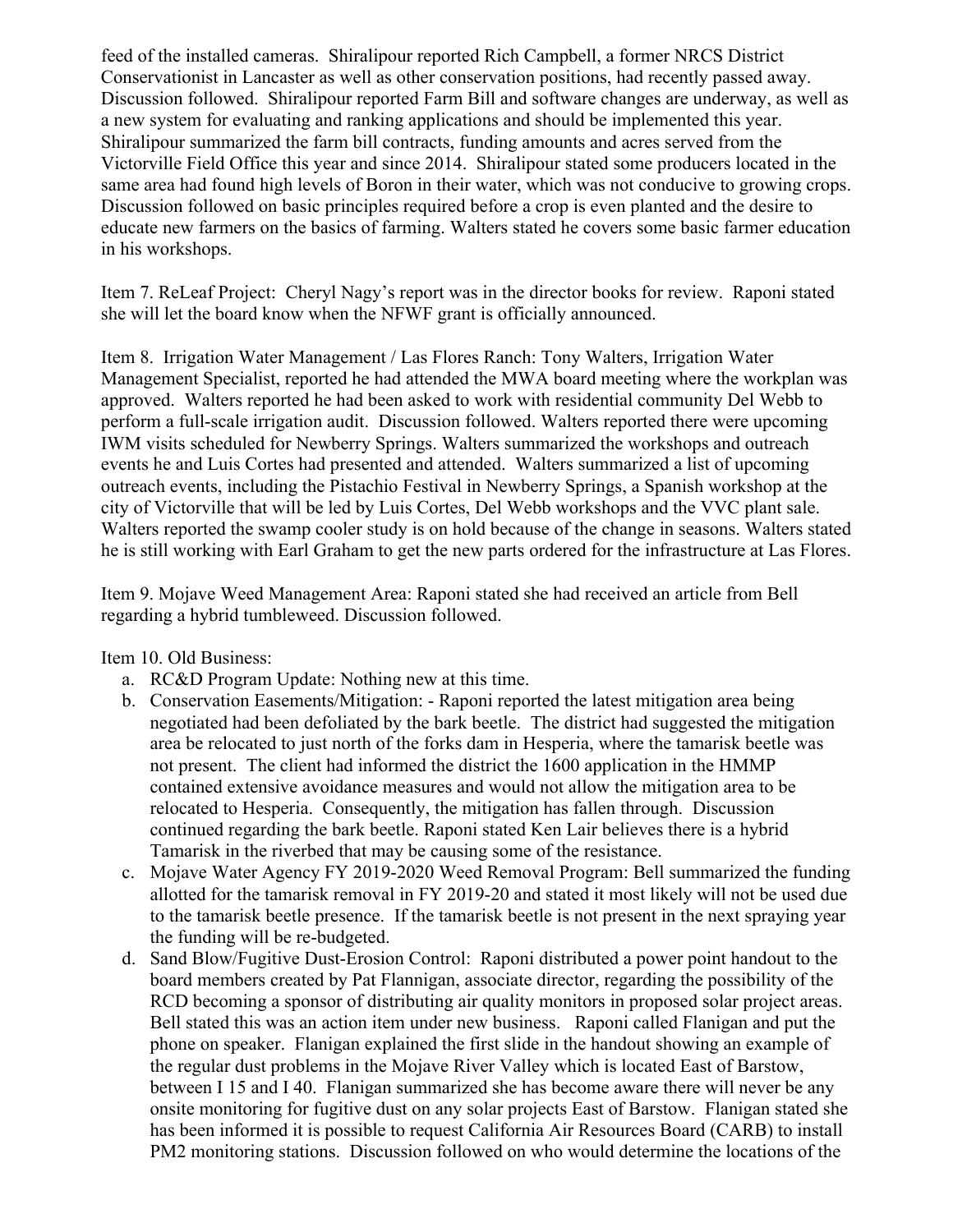feed of the installed cameras. Shiralipour reported Rich Campbell, a former NRCS District Conservationist in Lancaster as well as other conservation positions, had recently passed away. Discussion followed. Shiralipour reported Farm Bill and software changes are underway, as well as a new system for evaluating and ranking applications and should be implemented this year. Shiralipour summarized the farm bill contracts, funding amounts and acres served from the Victorville Field Office this year and since 2014. Shiralipour stated some producers located in the same area had found high levels of Boron in their water, which was not conducive to growing crops. Discussion followed on basic principles required before a crop is even planted and the desire to educate new farmers on the basics of farming. Walters stated he covers some basic farmer education in his workshops.

Item 7. ReLeaf Project: Cheryl Nagy's report was in the director books for review. Raponi stated she will let the board know when the NFWF grant is officially announced.

Item 8. Irrigation Water Management / Las Flores Ranch: Tony Walters, Irrigation Water Management Specialist, reported he had attended the MWA board meeting where the workplan was approved. Walters reported he had been asked to work with residential community Del Webb to perform a full-scale irrigation audit. Discussion followed. Walters reported there were upcoming IWM visits scheduled for Newberry Springs. Walters summarized the workshops and outreach events he and Luis Cortes had presented and attended. Walters summarized a list of upcoming outreach events, including the Pistachio Festival in Newberry Springs, a Spanish workshop at the city of Victorville that will be led by Luis Cortes, Del Webb workshops and the VVC plant sale. Walters reported the swamp cooler study is on hold because of the change in seasons. Walters stated he is still working with Earl Graham to get the new parts ordered for the infrastructure at Las Flores.

Item 9. Mojave Weed Management Area: Raponi stated she had received an article from Bell regarding a hybrid tumbleweed. Discussion followed.

Item 10. Old Business:

a. RC&D Program Update: Nothing new at this time.
b. Conservation Easements/Mitigation: - Raponi reported the latest mitigation area being negotiated had been defoliated by the bark beetle. The district had suggested the mitigation area be relocated to just north of the forks dam in Hesperia, where the tamarisk beetle was not present. The client had informed the district the 1600 application in the HMMP contained extensive avoidance measures and would not allow the mitigation area to be relocated to Hesperia. Consequently, the mitigation has fallen through. Discussion continued regarding the bark beetle. Raponi stated Ken Lair believes there is a hybrid Tamarisk in the riverbed that may be causing some of the resistance.
c. Mojave Water Agency FY 2019-2020 Weed Removal Program: Bell summarized the funding allotted for the tamarisk removal in FY 2019-20 and stated it most likely will not be used due to the tamarisk beetle presence. If the tamarisk beetle is not present in the next spraying year the funding will be re-budgeted.
d. Sand Blow/Fugitive Dust-Erosion Control: Raponi distributed a power point handout to the board members created by Pat Flannigan, associate director, regarding the possibility of the RCD becoming a sponsor of distributing air quality monitors in proposed solar project areas. Bell stated this was an action item under new business. Raponi called Flanigan and put the phone on speaker. Flanigan explained the first slide in the handout showing an example of the regular dust problems in the Mojave River Valley which is located East of Barstow, between I 15 and I 40. Flanigan summarized she has become aware there will never be any onsite monitoring for fugitive dust on any solar projects East of Barstow. Flanigan stated she has been informed it is possible to request California Air Resources Board (CARB) to install PM2 monitoring stations. Discussion followed on who would determine the locations of the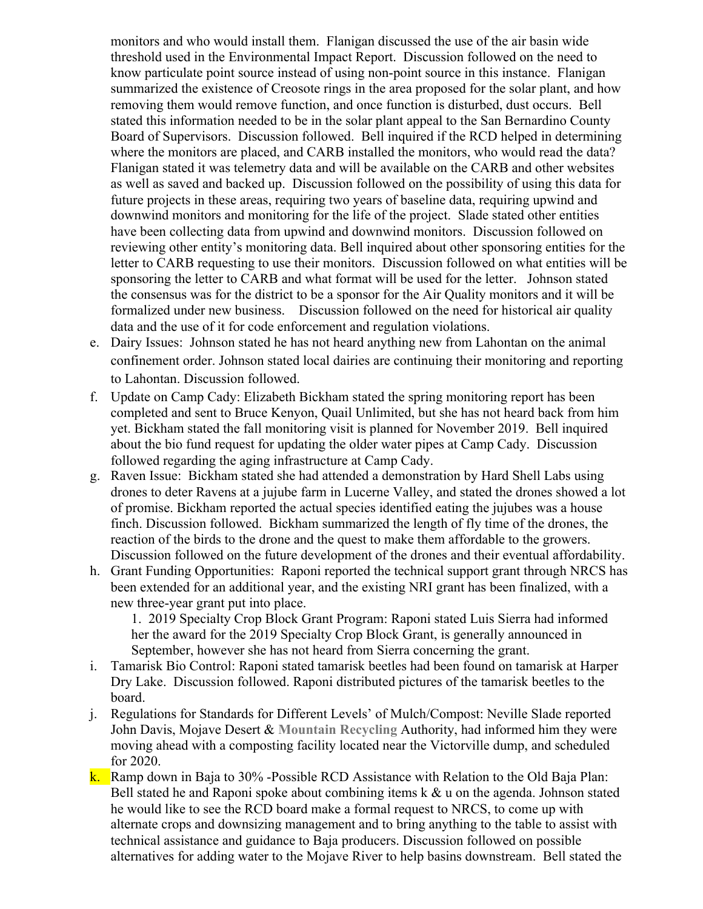monitors and who would install them. Flanigan discussed the use of the air basin wide threshold used in the Environmental Impact Report. Discussion followed on the need to know particulate point source instead of using non-point source in this instance. Flanigan summarized the existence of Creosote rings in the area proposed for the solar plant, and how removing them would remove function, and once function is disturbed, dust occurs. Bell stated this information needed to be in the solar plant appeal to the San Bernardino County Board of Supervisors. Discussion followed. Bell inquired if the RCD helped in determining where the monitors are placed, and CARB installed the monitors, who would read the data? Flanigan stated it was telemetry data and will be available on the CARB and other websites as well as saved and backed up. Discussion followed on the possibility of using this data for future projects in these areas, requiring two years of baseline data, requiring upwind and downwind monitors and monitoring for the life of the project. Slade stated other entities have been collecting data from upwind and downwind monitors. Discussion followed on reviewing other entity's monitoring data. Bell inquired about other sponsoring entities for the letter to CARB requesting to use their monitors. Discussion followed on what entities will be sponsoring the letter to CARB and what format will be used for the letter. Johnson stated the consensus was for the district to be a sponsor for the Air Quality monitors and it will be formalized under new business. Discussion followed on the need for historical air quality data and the use of it for code enforcement and regulation violations.

e. Dairy Issues: Johnson stated he has not heard anything new from Lahontan on the animal confinement order. Johnson stated local dairies are continuing their monitoring and reporting to Lahontan. Discussion followed.

f. Update on Camp Cady: Elizabeth Bickham stated the spring monitoring report has been completed and sent to Bruce Kenyon, Quail Unlimited, but she has not heard back from him yet. Bickham stated the fall monitoring visit is planned for November 2019. Bell inquired about the bio fund request for updating the older water pipes at Camp Cady. Discussion followed regarding the aging infrastructure at Camp Cady.

g. Raven Issue: Bickham stated she had attended a demonstration by Hard Shell Labs using drones to deter Ravens at a jujube farm in Lucerne Valley, and stated the drones showed a lot of promise. Bickham reported the actual species identified eating the jujubes was a house finch. Discussion followed. Bickham summarized the length of fly time of the drones, the reaction of the birds to the drone and the quest to make them affordable to the growers. Discussion followed on the future development of the drones and their eventual affordability.

h. Grant Funding Opportunities: Raponi reported the technical support grant through NRCS has been extended for an additional year, and the existing NRI grant has been finalized, with a new three-year grant put into place.
   1. 2019 Specialty Crop Block Grant Program: Raponi stated Luis Sierra had informed her the award for the 2019 Specialty Crop Block Grant, is generally announced in September, however she has not heard from Sierra concerning the grant.

i. Tamarisk Bio Control: Raponi stated tamarisk beetles had been found on tamarisk at Harper Dry Lake. Discussion followed. Raponi distributed pictures of the tamarisk beetles to the board.

j. Regulations for Standards for Different Levels' of Mulch/Compost: Neville Slade reported John Davis, Mojave Desert & **Mountain Recycling** Authority, had informed him they were moving ahead with a composting facility located near the Victorville dump, and scheduled for 2020.

k. Ramp down in Baja to 30% -Possible RCD Assistance with Relation to the Old Baja Plan: Bell stated he and Raponi spoke about combining items k & u on the agenda. Johnson stated he would like to see the RCD board make a formal request to NRCS, to come up with alternate crops and downsizing management and to bring anything to the table to assist with technical assistance and guidance to Baja producers. Discussion followed on possible alternatives for adding water to the Mojave River to help basins downstream. Bell stated the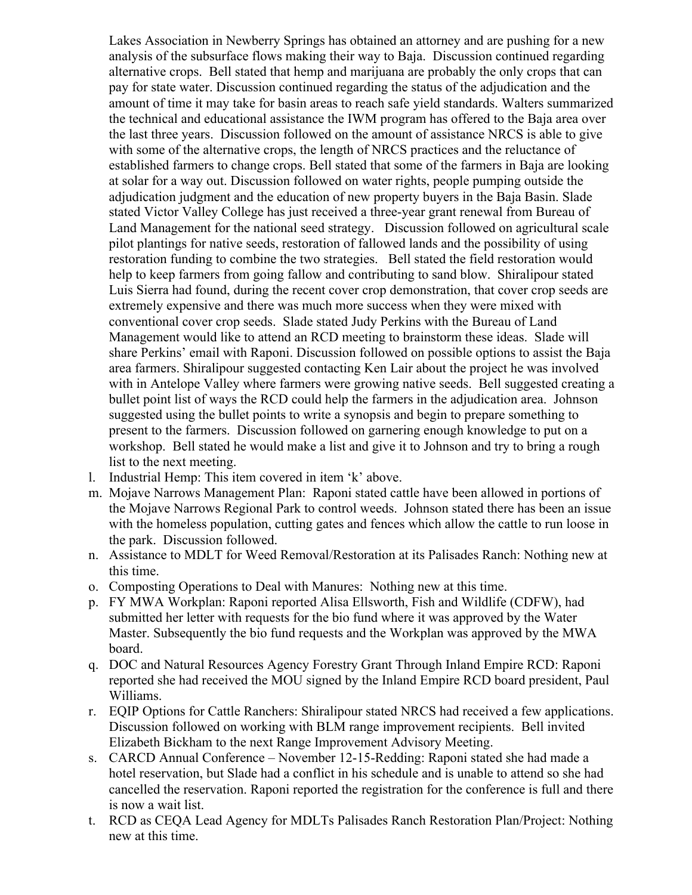Lakes Association in Newberry Springs has obtained an attorney and are pushing for a new analysis of the subsurface flows making their way to Baja. Discussion continued regarding alternative crops. Bell stated that hemp and marijuana are probably the only crops that can pay for state water. Discussion continued regarding the status of the adjudication and the amount of time it may take for basin areas to reach safe yield standards. Walters summarized the technical and educational assistance the IWM program has offered to the Baja area over the last three years. Discussion followed on the amount of assistance NRCS is able to give with some of the alternative crops, the length of NRCS practices and the reluctance of established farmers to change crops. Bell stated that some of the farmers in Baja are looking at solar for a way out. Discussion followed on water rights, people pumping outside the adjudication judgment and the education of new property buyers in the Baja Basin. Slade stated Victor Valley College has just received a three-year grant renewal from Bureau of Land Management for the national seed strategy. Discussion followed on agricultural scale pilot plantings for native seeds, restoration of fallowed lands and the possibility of using restoration funding to combine the two strategies. Bell stated the field restoration would help to keep farmers from going fallow and contributing to sand blow. Shiralipour stated Luis Sierra had found, during the recent cover crop demonstration, that cover crop seeds are extremely expensive and there was much more success when they were mixed with conventional cover crop seeds. Slade stated Judy Perkins with the Bureau of Land Management would like to attend an RCD meeting to brainstorm these ideas. Slade will share Perkins' email with Raponi. Discussion followed on possible options to assist the Baja area farmers. Shiralipour suggested contacting Ken Lair about the project he was involved with in Antelope Valley where farmers were growing native seeds. Bell suggested creating a bullet point list of ways the RCD could help the farmers in the adjudication area. Johnson suggested using the bullet points to write a synopsis and begin to prepare something to present to the farmers. Discussion followed on garnering enough knowledge to put on a workshop. Bell stated he would make a list and give it to Johnson and try to bring a rough list to the next meeting.

l. Industrial Hemp: This item covered in item 'k' above.
m. Mojave Narrows Management Plan: Raponi stated cattle have been allowed in portions of the Mojave Narrows Regional Park to control weeds. Johnson stated there has been an issue with the homeless population, cutting gates and fences which allow the cattle to run loose in the park. Discussion followed.
n. Assistance to MDLT for Weed Removal/Restoration at its Palisades Ranch: Nothing new at this time.
o. Composting Operations to Deal with Manures: Nothing new at this time.
p. FY MWA Workplan: Raponi reported Alisa Ellsworth, Fish and Wildlife (CDFW), had submitted her letter with requests for the bio fund where it was approved by the Water Master. Subsequently the bio fund requests and the Workplan was approved by the MWA board.
q. DOC and Natural Resources Agency Forestry Grant Through Inland Empire RCD: Raponi reported she had received the MOU signed by the Inland Empire RCD board president, Paul Williams.
r. EQIP Options for Cattle Ranchers: Shiralipour stated NRCS had received a few applications. Discussion followed on working with BLM range improvement recipients. Bell invited Elizabeth Bickham to the next Range Improvement Advisory Meeting.
s. CARCD Annual Conference – November 12-15-Redding: Raponi stated she had made a hotel reservation, but Slade had a conflict in his schedule and is unable to attend so she had cancelled the reservation. Raponi reported the registration for the conference is full and there is now a wait list.
t. RCD as CEQA Lead Agency for MDLTs Palisades Ranch Restoration Plan/Project: Nothing new at this time.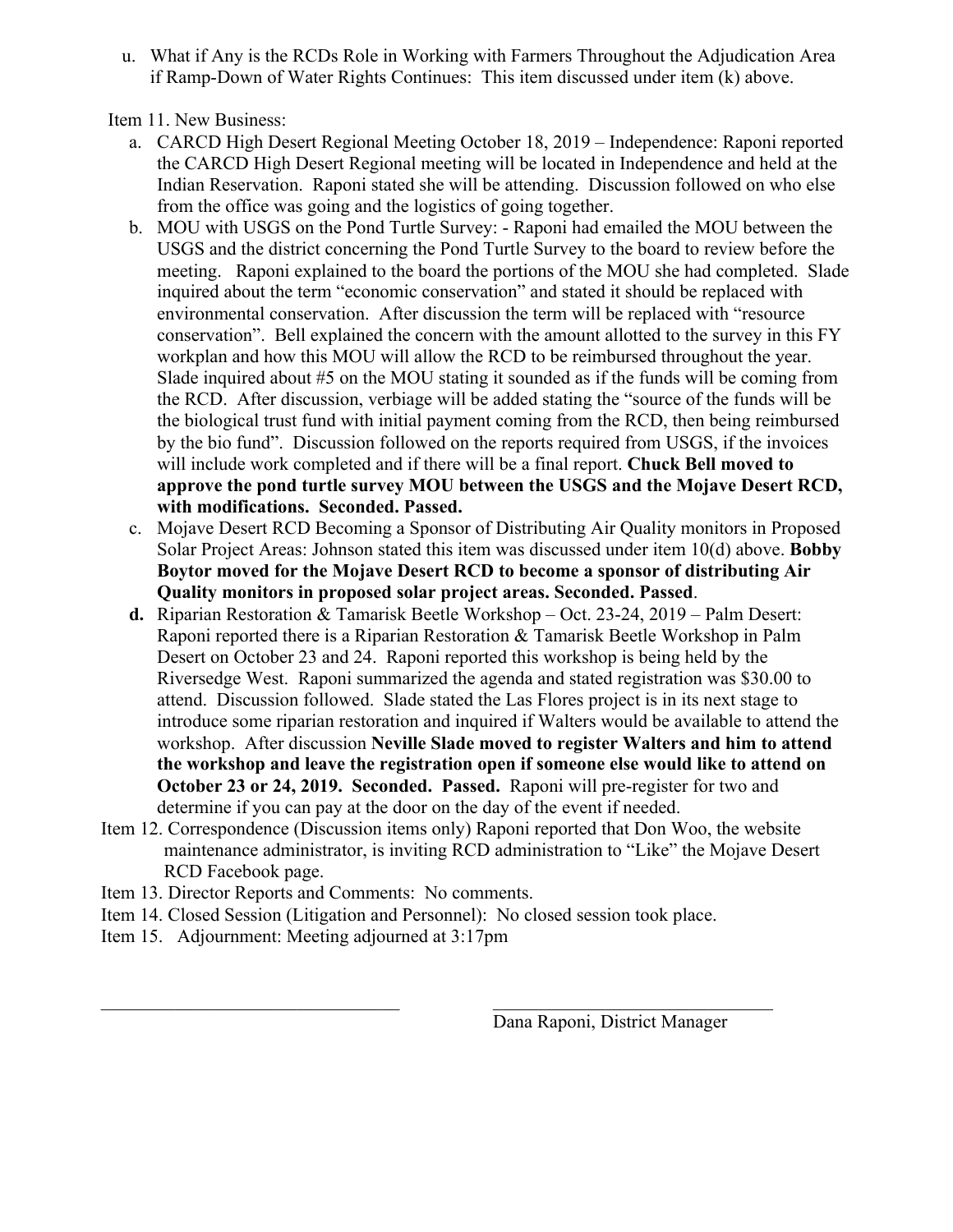u. What if Any is the RCDs Role in Working with Farmers Throughout the Adjudication Area if Ramp-Down of Water Rights Continues: This item discussed under item (k) above.

Item 11. New Business:

a. CARCD High Desert Regional Meeting October 18, 2019 – Independence: Raponi reported the CARCD High Desert Regional meeting will be located in Independence and held at the Indian Reservation. Raponi stated she will be attending. Discussion followed on who else from the office was going and the logistics of going together.

b. MOU with USGS on the Pond Turtle Survey: - Raponi had emailed the MOU between the USGS and the district concerning the Pond Turtle Survey to the board to review before the meeting. Raponi explained to the board the portions of the MOU she had completed. Slade inquired about the term "economic conservation" and stated it should be replaced with environmental conservation. After discussion the term will be replaced with "resource conservation". Bell explained the concern with the amount allotted to the survey in this FY workplan and how this MOU will allow the RCD to be reimbursed throughout the year. Slade inquired about #5 on the MOU stating it sounded as if the funds will be coming from the RCD. After discussion, verbiage will be added stating the "source of the funds will be the biological trust fund with initial payment coming from the RCD, then being reimbursed by the bio fund". Discussion followed on the reports required from USGS, if the invoices will include work completed and if there will be a final report. **Chuck Bell moved to approve the pond turtle survey MOU between the USGS and the Mojave Desert RCD, with modifications. Seconded. Passed.**

c. Mojave Desert RCD Becoming a Sponsor of Distributing Air Quality monitors in Proposed Solar Project Areas: Johnson stated this item was discussed under item 10(d) above. **Bobby Boytor moved for the Mojave Desert RCD to become a sponsor of distributing Air Quality monitors in proposed solar project areas. Seconded. Passed**.

**d.** Riparian Restoration & Tamarisk Beetle Workshop – Oct. 23-24, 2019 – Palm Desert: Raponi reported there is a Riparian Restoration & Tamarisk Beetle Workshop in Palm Desert on October 23 and 24. Raponi reported this workshop is being held by the Riversedge West. Raponi summarized the agenda and stated registration was $30.00 to attend. Discussion followed. Slade stated the Las Flores project is in its next stage to introduce some riparian restoration and inquired if Walters would be available to attend the workshop. After discussion **Neville Slade moved to register Walters and him to attend the workshop and leave the registration open if someone else would like to attend on October 23 or 24, 2019. Seconded. Passed.** Raponi will pre-register for two and determine if you can pay at the door on the day of the event if needed.

Item 12. Correspondence (Discussion items only) Raponi reported that Don Woo, the website maintenance administrator, is inviting RCD administration to "Like" the Mojave Desert RCD Facebook page.

Item 13. Director Reports and Comments: No comments.

Item 14. Closed Session (Litigation and Personnel): No closed session took place.

Item 15. Adjournment: Meeting adjourned at 3:17pm

\_\_\_\_\_\_\_\_\_\_\_\_\_\_\_\_\_\_\_\_\_\_\_\_\_\_\_\_\_\_\_ \_\_\_\_\_\_\_\_\_\_\_\_\_\_\_\_\_\_\_\_\_\_\_\_\_\_\_\_\_\_\_

Dana Raponi, District Manager